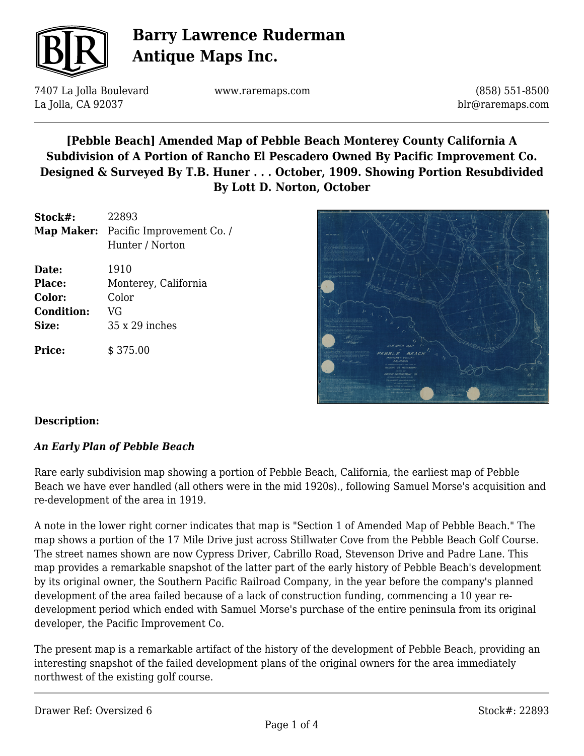# Barry Lawrence Ruderman Antique Maps Inc.

7407 La Jolla Boulevard
La Jolla, CA 92037

www.raremaps.com

(858) 551-8500
blr@raremaps.com

## [Pebble Beach] Amended Map of Pebble Beach Monterey County California A Subdivision of A Portion of Rancho El Pescadero Owned By Pacific Improvement Co. Designed & Surveyed By T.B. Huner . . . October, 1909. Showing Portion Resubdivided By Lott D. Norton, October

**Stock#:** 22893
**Map Maker:** Pacific Improvement Co. / Hunter / Norton

**Date:** 1910
**Place:** Monterey, California
**Color:** Color
**Condition:** VG
**Size:** 35 x 29 inches

**Price:** $ 375.00

**Description:**

***An Early Plan of Pebble Beach***

Rare early subdivision map showing a portion of Pebble Beach, California, the earliest map of Pebble Beach we have ever handled (all others were in the mid 1920s)., following Samuel Morse's acquisition and re-development of the area in 1919.

A note in the lower right corner indicates that map is "Section 1 of Amended Map of Pebble Beach." The map shows a portion of the 17 Mile Drive just across Stillwater Cove from the Pebble Beach Golf Course. The street names shown are now Cypress Driver, Cabrillo Road, Stevenson Drive and Padre Lane. This map provides a remarkable snapshot of the latter part of the early history of Pebble Beach's development by its original owner, the Southern Pacific Railroad Company, in the year before the company's planned development of the area failed because of a lack of construction funding, commencing a 10 year re-development period which ended with Samuel Morse's purchase of the entire peninsula from its original developer, the Pacific Improvement Co.

The present map is a remarkable artifact of the history of the development of Pebble Beach, providing an interesting snapshot of the failed development plans of the original owners for the area immediately northwest of the existing golf course.

Drawer Ref: Oversized 6

Stock#: 22893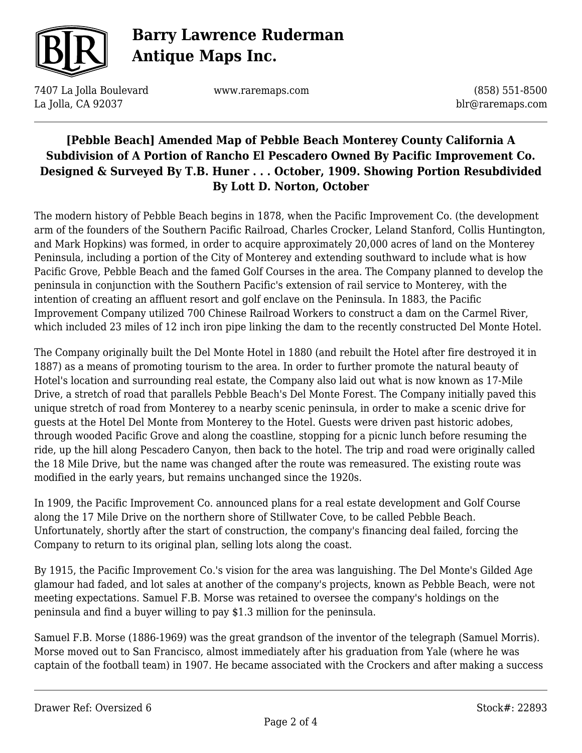**[Pebble Beach] Amended Map of Pebble Beach Monterey County California A Subdivision of A Portion of Rancho El Pescadero Owned By Pacific Improvement Co. Designed & Surveyed By T.B. Huner . . . October, 1909. Showing Portion Resubdivided By Lott D. Norton, October**

The modern history of Pebble Beach begins in 1878, when the Pacific Improvement Co. (the development arm of the founders of the Southern Pacific Railroad, Charles Crocker, Leland Stanford, Collis Huntington, and Mark Hopkins) was formed, in order to acquire approximately 20,000 acres of land on the Monterey Peninsula, including a portion of the City of Monterey and extending southward to include what is how Pacific Grove, Pebble Beach and the famed Golf Courses in the area. The Company planned to develop the peninsula in conjunction with the Southern Pacific's extension of rail service to Monterey, with the intention of creating an affluent resort and golf enclave on the Peninsula. In 1883, the Pacific Improvement Company utilized 700 Chinese Railroad Workers to construct a dam on the Carmel River, which included 23 miles of 12 inch iron pipe linking the dam to the recently constructed Del Monte Hotel.

The Company originally built the Del Monte Hotel in 1880 (and rebuilt the Hotel after fire destroyed it in 1887) as a means of promoting tourism to the area. In order to further promote the natural beauty of Hotel's location and surrounding real estate, the Company also laid out what is now known as 17-Mile Drive, a stretch of road that parallels Pebble Beach's Del Monte Forest. The Company initially paved this unique stretch of road from Monterey to a nearby scenic peninsula, in order to make a scenic drive for guests at the Hotel Del Monte from Monterey to the Hotel. Guests were driven past historic adobes, through wooded Pacific Grove and along the coastline, stopping for a picnic lunch before resuming the ride, up the hill along Pescadero Canyon, then back to the hotel. The trip and road were originally called the 18 Mile Drive, but the name was changed after the route was remeasured. The existing route was modified in the early years, but remains unchanged since the 1920s.

In 1909, the Pacific Improvement Co. announced plans for a real estate development and Golf Course along the 17 Mile Drive on the northern shore of Stillwater Cove, to be called Pebble Beach. Unfortunately, shortly after the start of construction, the company's financing deal failed, forcing the Company to return to its original plan, selling lots along the coast.

By 1915, the Pacific Improvement Co.'s vision for the area was languishing. The Del Monte's Gilded Age glamour had faded, and lot sales at another of the company's projects, known as Pebble Beach, were not meeting expectations. Samuel F.B. Morse was retained to oversee the company's holdings on the peninsula and find a buyer willing to pay $1.3 million for the peninsula.

Samuel F.B. Morse (1886-1969) was the great grandson of the inventor of the telegraph (Samuel Morris). Morse moved out to San Francisco, almost immediately after his graduation from Yale (where he was captain of the football team) in 1907. He became associated with the Crockers and after making a success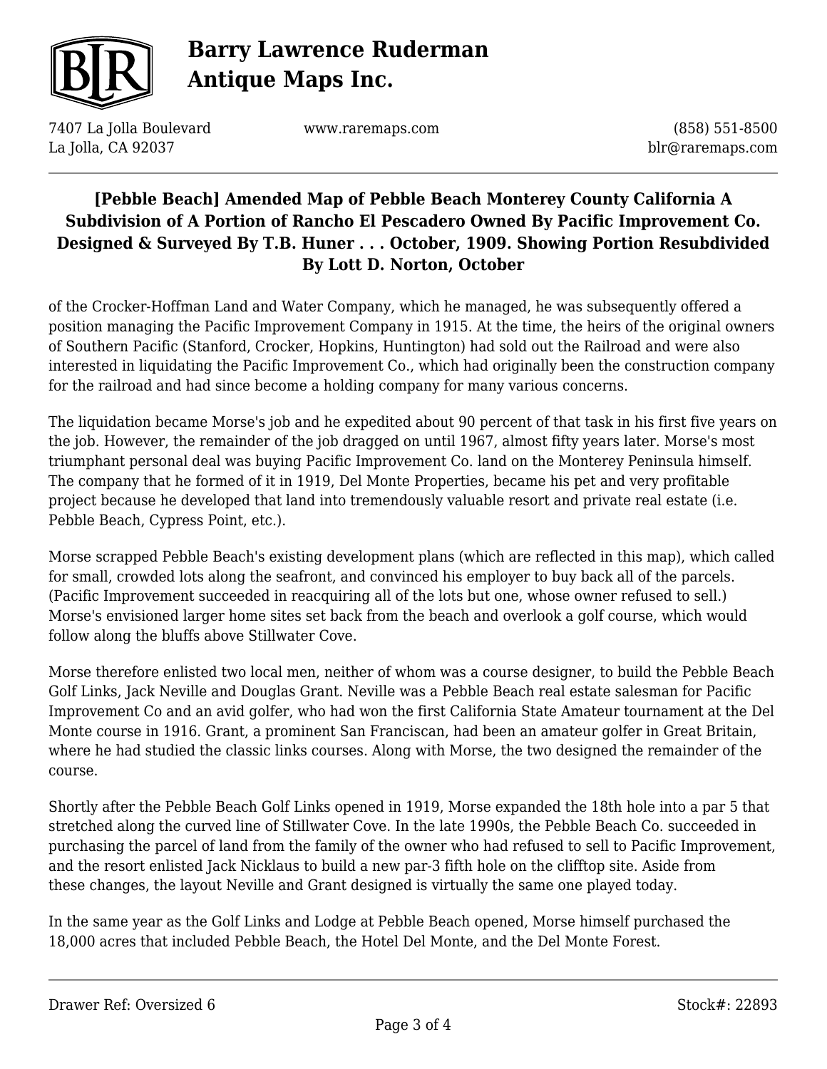of the Crocker-Hoffman Land and Water Company, which he managed, he was subsequently offered a position managing the Pacific Improvement Company in 1915. At the time, the heirs of the original owners of Southern Pacific (Stanford, Crocker, Hopkins, Huntington) had sold out the Railroad and were also interested in liquidating the Pacific Improvement Co., which had originally been the construction company for the railroad and had since become a holding company for many various concerns.

The liquidation became Morse's job and he expedited about 90 percent of that task in his first five years on the job. However, the remainder of the job dragged on until 1967, almost fifty years later. Morse's most triumphant personal deal was buying Pacific Improvement Co. land on the Monterey Peninsula himself. The company that he formed of it in 1919, Del Monte Properties, became his pet and very profitable project because he developed that land into tremendously valuable resort and private real estate (i.e. Pebble Beach, Cypress Point, etc.).

Morse scrapped Pebble Beach's existing development plans (which are reflected in this map), which called for small, crowded lots along the seafront, and convinced his employer to buy back all of the parcels. (Pacific Improvement succeeded in reacquiring all of the lots but one, whose owner refused to sell.) Morse's envisioned larger home sites set back from the beach and overlook a golf course, which would follow along the bluffs above Stillwater Cove.

Morse therefore enlisted two local men, neither of whom was a course designer, to build the Pebble Beach Golf Links, Jack Neville and Douglas Grant. Neville was a Pebble Beach real estate salesman for Pacific Improvement Co and an avid golfer, who had won the first California State Amateur tournament at the Del Monte course in 1916. Grant, a prominent San Franciscan, had been an amateur golfer in Great Britain, where he had studied the classic links courses. Along with Morse, the two designed the remainder of the course.

Shortly after the Pebble Beach Golf Links opened in 1919, Morse expanded the 18th hole into a par 5 that stretched along the curved line of Stillwater Cove. In the late 1990s, the Pebble Beach Co. succeeded in purchasing the parcel of land from the family of the owner who had refused to sell to Pacific Improvement, and the resort enlisted Jack Nicklaus to build a new par-3 fifth hole on the clifftop site. Aside from these changes, the layout Neville and Grant designed is virtually the same one played today.

In the same year as the Golf Links and Lodge at Pebble Beach opened, Morse himself purchased the 18,000 acres that included Pebble Beach, the Hotel Del Monte, and the Del Monte Forest.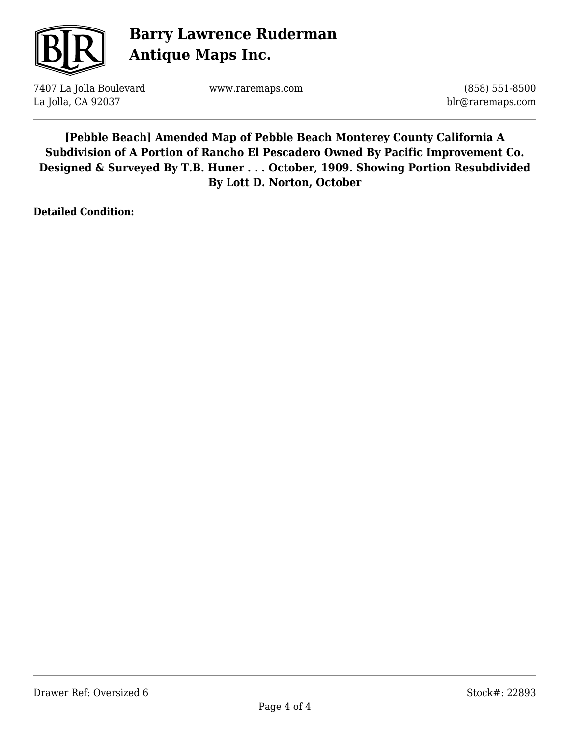**[Pebble Beach] Amended Map of Pebble Beach Monterey County California A Subdivision of A Portion of Rancho El Pescadero Owned By Pacific Improvement Co. Designed & Surveyed By T.B. Huner . . . October, 1909. Showing Portion Resubdivided By Lott D. Norton, October**

**Detailed Condition:**